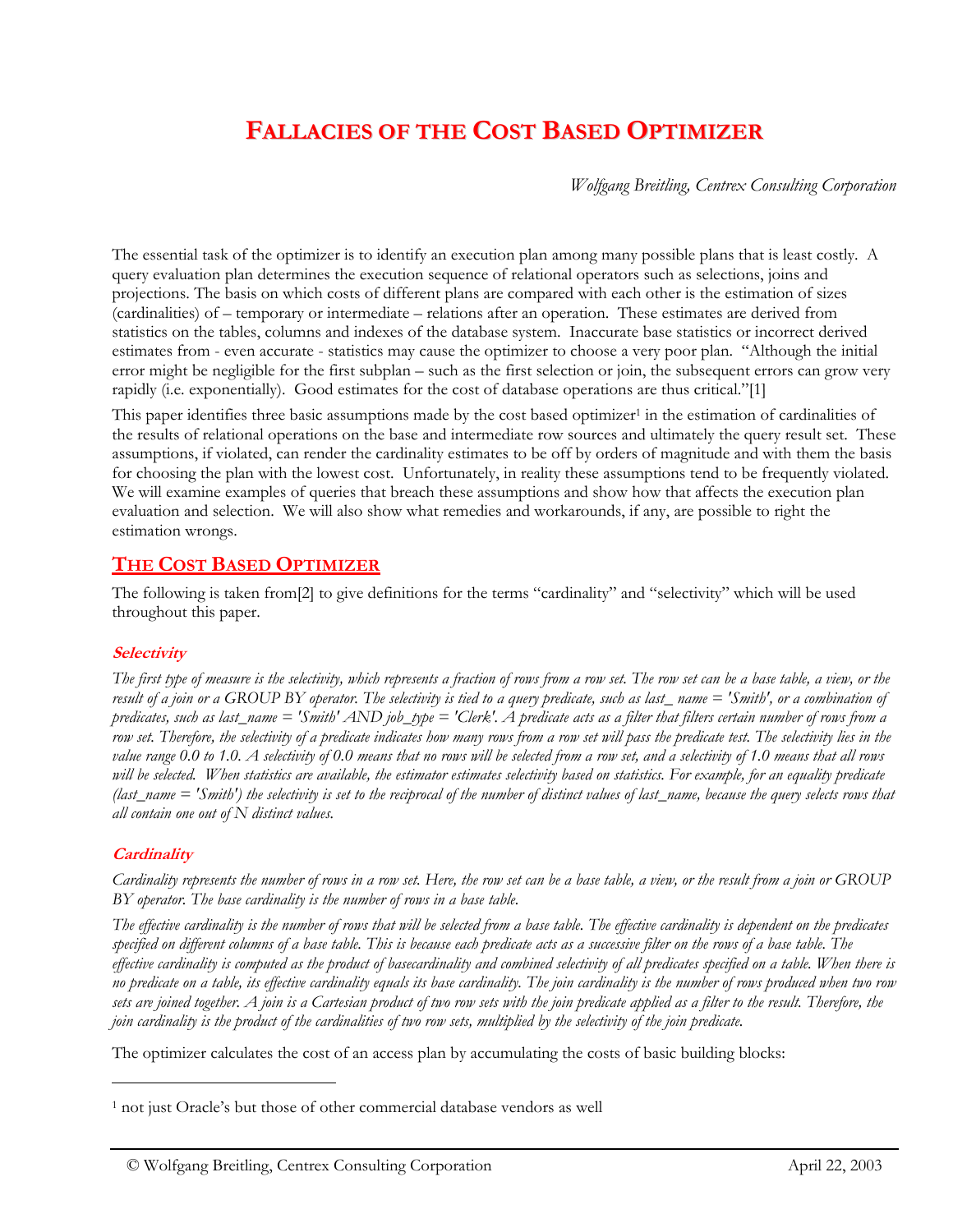# FALLACIES OF THE COST BASED OPTIMIZER

*Wolfgang Breitling, Centrex Consulting Corporation*

The essential task of the optimizer is to identify an execution plan among many possible plans that is least costly. A query evaluation plan determines the execution sequence of relational operators such as selections, joins and projections. The basis on which costs of different plans are compared with each other is the estimation of sizes (cardinalities) of – temporary or intermediate – relations after an operation. These estimates are derived from statistics on the tables, columns and indexes of the database system. Inaccurate base statistics or incorrect derived estimates from - even accurate - statistics may cause the optimizer to choose a very poor plan. "Although the initial error might be negligible for the first subplan – such as the first selection or join, the subsequent errors can grow very rapidly (i.e. exponentially). Good estimates for the cost of database operations are thus critical."[1]

This paper identifies three basic assumptions made by the cost based optimizer[1] in the estimation of cardinalities of the results of relational operations on the base and intermediate row sources and ultimately the query result set. These assumptions, if violated, can render the cardinality estimates to be off by orders of magnitude and with them the basis for choosing the plan with the lowest cost. Unfortunately, in reality these assumptions tend to be frequently violated. We will examine examples of queries that breach these assumptions and show how that affects the execution plan evaluation and selection. We will also show what remedies and workarounds, if any, are possible to right the estimation wrongs.

## THE COST BASED OPTIMIZER

The following is taken from[2] to give definitions for the terms "cardinality" and "selectivity" which will be used throughout this paper.

### *Selectivity*

*The first type of measure is the selectivity, which represents a fraction of rows from a row set. The row set can be a base table, a view, or the result of a join or a GROUP BY operator. The selectivity is tied to a query predicate, such as last_ name = 'Smith', or a combination of predicates, such as last_name = 'Smith' AND job_type = 'Clerk'. A predicate acts as a filter that filters certain number of rows from a row set. Therefore, the selectivity of a predicate indicates how many rows from a row set will pass the predicate test. The selectivity lies in the value range 0.0 to 1.0. A selectivity of 0.0 means that no rows will be selected from a row set, and a selectivity of 1.0 means that all rows will be selected. When statistics are available, the estimator estimates selectivity based on statistics. For example, for an equality predicate (last_name = 'Smith') the selectivity is set to the reciprocal of the number of distinct values of last_name, because the query selects rows that all contain one out of N distinct values.*

### *Cardinality*

*Cardinality represents the number of rows in a row set. Here, the row set can be a base table, a view, or the result from a join or GROUP BY operator. The base cardinality is the number of rows in a base table.*

*The effective cardinality is the number of rows that will be selected from a base table. The effective cardinality is dependent on the predicates specified on different columns of a base table. This is because each predicate acts as a successive filter on the rows of a base table. The effective cardinality is computed as the product of basecardinality and combined selectivity of all predicates specified on a table. When there is no predicate on a table, its effective cardinality equals its base cardinality. The join cardinality is the number of rows produced when two row sets are joined together. A join is a Cartesian product of two row sets with the join predicate applied as a filter to the result. Therefore, the join cardinality is the product of the cardinalities of two row sets, multiplied by the selectivity of the join predicate.*

The optimizer calculates the cost of an access plan by accumulating the costs of basic building blocks:

---

[1] not just Oracle's but those of other commercial database vendors as well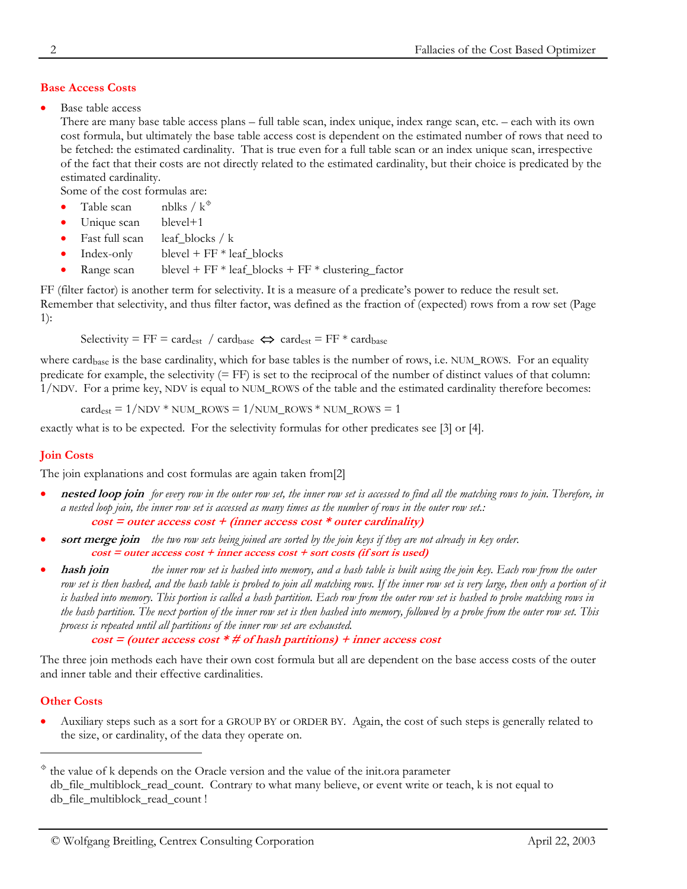## Base Access Costs

- Base table access

  There are many base table access plans – full table scan, index unique, index range scan, etc. – each with its own cost formula, but ultimately the base table access cost is dependent on the estimated number of rows that need to be fetched: the estimated cardinality. That is true even for a full table scan or an index unique scan, irrespective of the fact that their costs are not directly related to the estimated cardinality, but their choice is predicated by the estimated cardinality.

  Some of the cost formulas are:

  - Table scan nblks / k[◊]
  - Unique scan blevel+1
  - Fast full scan leaf_blocks / k
  - Index-only blevel + FF * leaf_blocks
  - Range scan blevel + FF * leaf_blocks + FF * clustering_factor

FF (filter factor) is another term for selectivity. It is a measure of a predicate's power to reduce the result set. Remember that selectivity, and thus filter factor, was defined as the fraction of (expected) rows from a row set (Page 1):

$$\text{Selectivity} = FF = card_{est} \;/\; card_{base} \Leftrightarrow card_{est} = FF * card_{base}$$

where $card_{base}$ is the base cardinality, which for base tables is the number of rows, i.e. NUM_ROWS. For an equality predicate for example, the selectivity (= FF) is set to the reciprocal of the number of distinct values of that column: 1/NDV. For a prime key, NDV is equal to NUM_ROWS of the table and the estimated cardinality therefore becomes:

$$card_{est} = 1/NDV * NUM\_ROWS = 1/NUM\_ROWS * NUM\_ROWS = 1$$

exactly what is to be expected. For the selectivity formulas for other predicates see [3] or [4].

## Join Costs

The join explanations and cost formulas are again taken from[2]

- ***nested loop join*** *for every row in the outer row set, the inner row set is accessed to find all the matching rows to join. Therefore, in a nested loop join, the inner row set is accessed as many times as the number of rows in the outer row set.:*

  ***cost = outer access cost + (inner access cost * outer cardinality)***

- ***sort merge join*** *the two row sets being joined are sorted by the join keys if they are not already in key order.*

  ***cost = outer access cost + inner access cost + sort costs (if sort is used)***

- ***hash join*** *the inner row set is hashed into memory, and a hash table is built using the join key. Each row from the outer row set is then hashed, and the hash table is probed to join all matching rows. If the inner row set is very large, then only a portion of it is hashed into memory. This portion is called a hash partition. Each row from the outer row set is hashed to probe matching rows in the hash partition. The next portion of the inner row set is then hashed into memory, followed by a probe from the outer row set. This process is repeated until all partitions of the inner row set are exhausted.*

  ***cost = (outer access cost * # of hash partitions) + inner access cost***

The three join methods each have their own cost formula but all are dependent on the base access costs of the outer and inner table and their effective cardinalities.

## Other Costs

- Auxiliary steps such as a sort for a GROUP BY or ORDER BY. Again, the cost of such steps is generally related to the size, or cardinality, of the data they operate on.

---

[◊] the value of k depends on the Oracle version and the value of the init.ora parameter db_file_multiblock_read_count. Contrary to what many believe, or event write or teach, k is not equal to db_file_multiblock_read_count !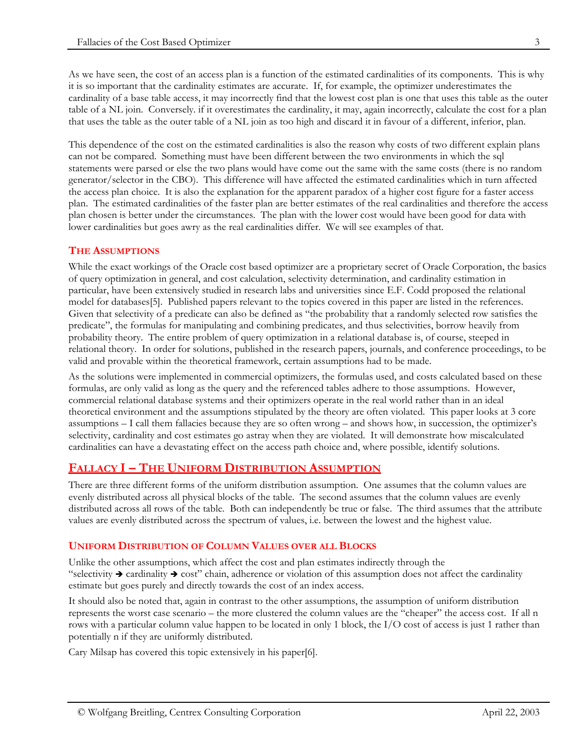As we have seen, the cost of an access plan is a function of the estimated cardinalities of its components. This is why it is so important that the cardinality estimates are accurate. If, for example, the optimizer underestimates the cardinality of a base table access, it may incorrectly find that the lowest cost plan is one that uses this table as the outer table of a NL join. Conversely. if it overestimates the cardinality, it may, again incorrectly, calculate the cost for a plan that uses the table as the outer table of a NL join as too high and discard it in favour of a different, inferior, plan.

This dependence of the cost on the estimated cardinalities is also the reason why costs of two different explain plans can not be compared. Something must have been different between the two environments in which the sql statements were parsed or else the two plans would have come out the same with the same costs (there is no random generator/selector in the CBO). This difference will have affected the estimated cardinalities which in turn affected the access plan choice. It is also the explanation for the apparent paradox of a higher cost figure for a faster access plan. The estimated cardinalities of the faster plan are better estimates of the real cardinalities and therefore the access plan chosen is better under the circumstances. The plan with the lower cost would have been good for data with lower cardinalities but goes awry as the real cardinalities differ. We will see examples of that.

### The Assumptions

While the exact workings of the Oracle cost based optimizer are a proprietary secret of Oracle Corporation, the basics of query optimization in general, and cost calculation, selectivity determination, and cardinality estimation in particular, have been extensively studied in research labs and universities since E.F. Codd proposed the relational model for databases[5]. Published papers relevant to the topics covered in this paper are listed in the references. Given that selectivity of a predicate can also be defined as "the probability that a randomly selected row satisfies the predicate", the formulas for manipulating and combining predicates, and thus selectivities, borrow heavily from probability theory. The entire problem of query optimization in a relational database is, of course, steeped in relational theory. In order for solutions, published in the research papers, journals, and conference proceedings, to be valid and provable within the theoretical framework, certain assumptions had to be made.

As the solutions were implemented in commercial optimizers, the formulas used, and costs calculated based on these formulas, are only valid as long as the query and the referenced tables adhere to those assumptions. However, commercial relational database systems and their optimizers operate in the real world rather than in an ideal theoretical environment and the assumptions stipulated by the theory are often violated. This paper looks at 3 core assumptions – I call them fallacies because they are so often wrong – and shows how, in succession, the optimizer's selectivity, cardinality and cost estimates go astray when they are violated. It will demonstrate how miscalculated cardinalities can have a devastating effect on the access path choice and, where possible, identify solutions.

## Fallacy I – The Uniform Distribution Assumption

There are three different forms of the uniform distribution assumption. One assumes that the column values are evenly distributed across all physical blocks of the table. The second assumes that the column values are evenly distributed across all rows of the table. Both can independently be true or false. The third assumes that the attribute values are evenly distributed across the spectrum of values, i.e. between the lowest and the highest value.

### Uniform Distribution of Column Values over all Blocks

Unlike the other assumptions, which affect the cost and plan estimates indirectly through the "selectivity → cardinality → cost" chain, adherence or violation of this assumption does not affect the cardinality estimate but goes purely and directly towards the cost of an index access.

It should also be noted that, again in contrast to the other assumptions, the assumption of uniform distribution represents the worst case scenario – the more clustered the column values are the "cheaper" the access cost. If all n rows with a particular column value happen to be located in only 1 block, the I/O cost of access is just 1 rather than potentially n if they are uniformly distributed.

Cary Milsap has covered this topic extensively in his paper[6].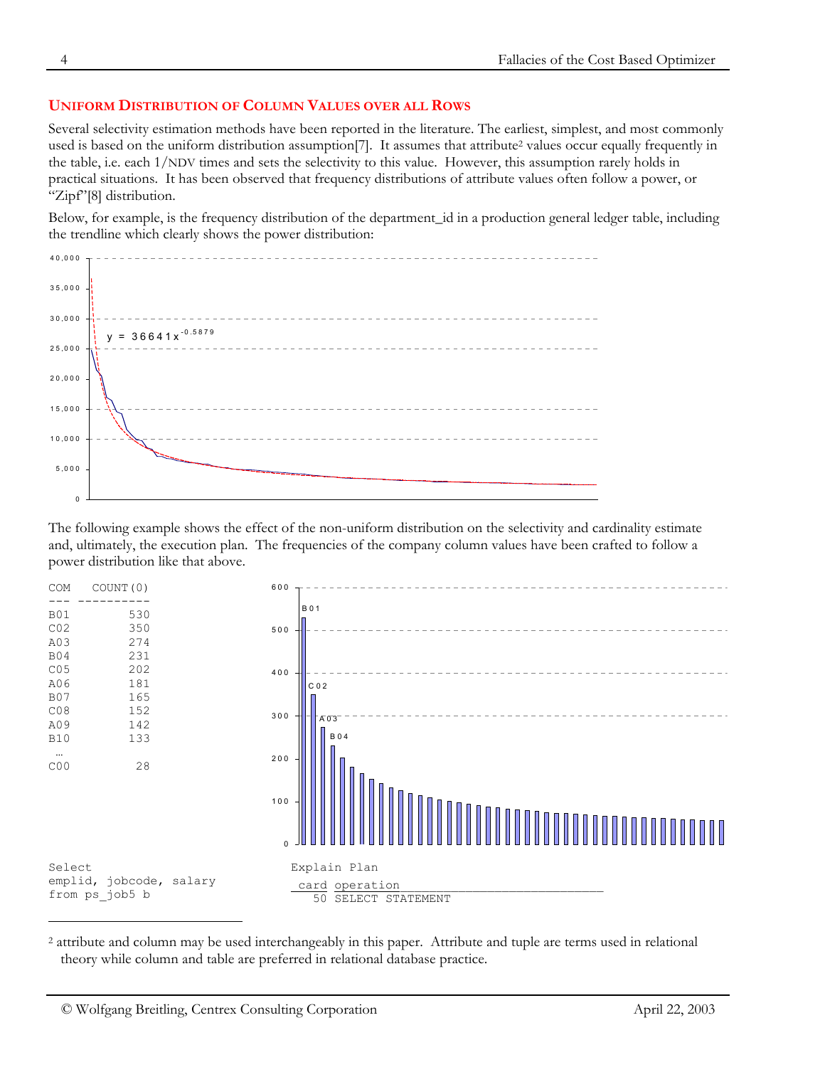### UNIFORM DISTRIBUTION OF COLUMN VALUES OVER ALL ROWS

Several selectivity estimation methods have been reported in the literature. The earliest, simplest, and most commonly used is based on the uniform distribution assumption[7]. It assumes that attribute[2] values occur equally frequently in the table, i.e. each 1/NDV times and sets the selectivity to this value. However, this assumption rarely holds in practical situations. It has been observed that frequency distributions of attribute values often follow a power, or "Zipf"[8] distribution.

Below, for example, is the frequency distribution of the department_id in a production general ledger table, including the trendline which clearly shows the power distribution:

$y = 36641x^{-0.5879}$

The following example shows the effect of the non-uniform distribution on the selectivity and cardinality estimate and, ultimately, the execution plan. The frequencies of the company column values have been crafted to follow a power distribution like that above.

```
COM   COUNT(0)
--- ----------
B01        530
C02        350
A03        274
B04        231
C05        202
A06        181
B07        165
C08        152
A09        142
B10        133
 …
C00         28
```

```
Select
emplid, jobcode, salary
from ps_job5 b
```

```
Explain Plan
 card operation
   50 SELECT STATEMENT
```

[2] attribute and column may be used interchangeably in this paper. Attribute and tuple are terms used in relational theory while column and table are preferred in relational database practice.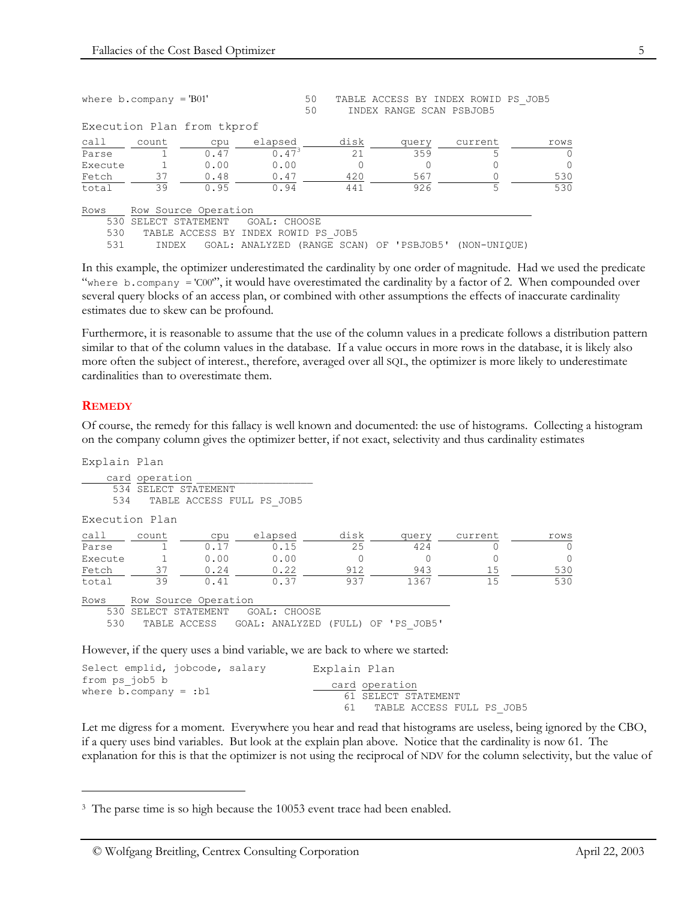```
where b.company = 'B01'                50   TABLE ACCESS BY INDEX ROWID PS_JOB5
                                       50     INDEX RANGE SCAN PSBJOB5
```

```
Execution Plan from tkprof
```

| call | count | cpu | elapsed | disk | query | current | rows |
|---|---|---|---|---|---|---|---|
| Parse | 1 | 0.47 | 0.47[3] | 21 | 359 | 5 | 0 |
| Execute | 1 | 0.00 | 0.00 | 0 | 0 | 0 | 0 |
| Fetch | 37 | 0.48 | 0.47 | 420 | 567 | 0 | 530 |
| total | 39 | 0.95 | 0.94 | 441 | 926 | 5 | 530 |

```
Rows     Row Source Operation
    530 SELECT STATEMENT   GOAL: CHOOSE
    530   TABLE ACCESS BY INDEX ROWID PS_JOB5
    531     INDEX   GOAL: ANALYZED (RANGE SCAN) OF 'PSBJOB5' (NON-UNIQUE)
```

In this example, the optimizer underestimated the cardinality by one order of magnitude. Had we used the predicate "`where b.company = 'C00'`", it would have overestimated the cardinality by a factor of 2. When compounded over several query blocks of an access plan, or combined with other assumptions the effects of inaccurate cardinality estimates due to skew can be profound.

Furthermore, it is reasonable to assume that the use of the column values in a predicate follows a distribution pattern similar to that of the column values in the database. If a value occurs in more rows in the database, it is likely also more often the subject of interest., therefore, averaged over all SQL, the optimizer is more likely to underestimate cardinalities than to overestimate them.

### REMEDY

Of course, the remedy for this fallacy is well known and documented: the use of histograms. Collecting a histogram on the company column gives the optimizer better, if not exact, selectivity and thus cardinality estimates

```
Explain Plan
    card operation
     534 SELECT STATEMENT
     534   TABLE ACCESS FULL PS_JOB5
```

```
Execution Plan
```

| call | count | cpu | elapsed | disk | query | current | rows |
|---|---|---|---|---|---|---|---|
| Parse | 1 | 0.17 | 0.15 | 25 | 424 | 0 | 0 |
| Execute | 1 | 0.00 | 0.00 | 0 | 0 | 0 | 0 |
| Fetch | 37 | 0.24 | 0.22 | 912 | 943 | 15 | 530 |
| total | 39 | 0.41 | 0.37 | 937 | 1367 | 15 | 530 |

```
Rows     Row Source Operation
    530 SELECT STATEMENT   GOAL: CHOOSE
    530   TABLE ACCESS   GOAL: ANALYZED (FULL) OF 'PS_JOB5'
```

However, if the query uses a bind variable, we are back to where we started:

```
Select emplid, jobcode, salary        Explain Plan
from ps_job5 b                            card operation
where b.company = :b1                       61 SELECT STATEMENT
                                            61   TABLE ACCESS FULL PS_JOB5
```

Let me digress for a moment. Everywhere you hear and read that histograms are useless, being ignored by the CBO, if a query uses bind variables. But look at the explain plan above. Notice that the cardinality is now 61. The explanation for this is that the optimizer is not using the reciprocal of NDV for the column selectivity, but the value of

---

[3] The parse time is so high because the 10053 event trace had been enabled.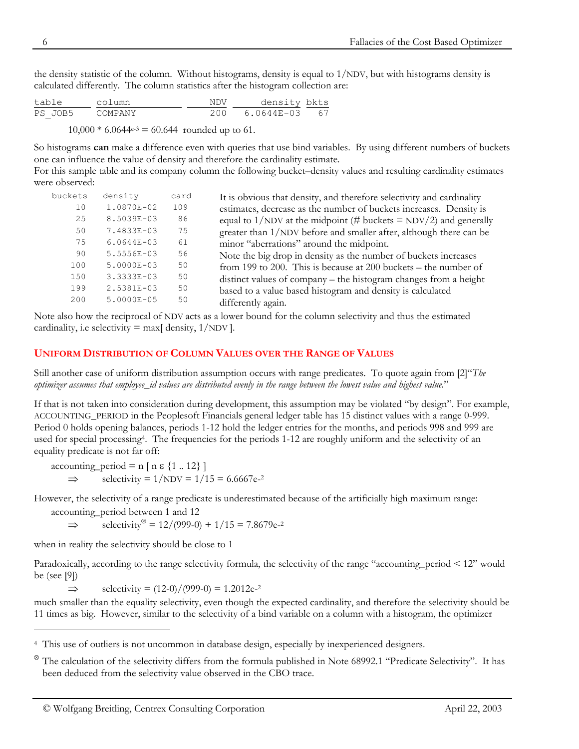the density statistic of the column. Without histograms, density is equal to 1/NDV, but with histograms density is calculated differently. The column statistics after the histogram collection are:

| table | column | NDV | density | bkts |
|---|---|---|---|---|
| PS_JOB5 | COMPANY | 200 | 6.0644E-03 | 67 |

$10{,}000 * 6.0644^{e-3} = 60.644$ rounded up to 61.

So histograms **can** make a difference even with queries that use bind variables. By using different numbers of buckets one can influence the value of density and therefore the cardinality estimate.
For this sample table and its company column the following bucket–density values and resulting cardinality estimates were observed:

| buckets | density | card |
|---|---|---|
| 10 | 1.0870E-02 | 109 |
| 25 | 8.5039E-03 | 86 |
| 50 | 7.4833E-03 | 75 |
| 75 | 6.0644E-03 | 61 |
| 90 | 5.5556E-03 | 56 |
| 100 | 5.0000E-03 | 50 |
| 150 | 3.3333E-03 | 50 |
| 199 | 2.5381E-03 | 50 |
| 200 | 5.0000E-05 | 50 |

It is obvious that density, and therefore selectivity and cardinality estimates, decrease as the number of buckets increases. Density is equal to 1/NDV at the midpoint (# buckets = NDV/2) and generally greater than 1/NDV before and smaller after, although there can be minor "aberrations" around the midpoint.
Note the big drop in density as the number of buckets increases from 199 to 200. This is because at 200 buckets – the number of distinct values of company – the histogram changes from a height based to a value based histogram and density is calculated differently again.

Note also how the reciprocal of NDV acts as a lower bound for the column selectivity and thus the estimated cardinality, i.e selectivity = max[ density, 1/NDV ].

## UNIFORM DISTRIBUTION OF COLUMN VALUES OVER THE RANGE OF VALUES

Still another case of uniform distribution assumption occurs with range predicates. To quote again from [2]"*The optimizer assumes that employee_id values are distributed evenly in the range between the lowest value and highest value.*"

If that is not taken into consideration during development, this assumption may be violated "by design". For example, ACCOUNTING_PERIOD in the Peoplesoft Financials general ledger table has 15 distinct values with a range 0-999. Period 0 holds opening balances, periods 1-12 hold the ledger entries for the months, and periods 998 and 999 are used for special processing[4]. The frequencies for the periods 1-12 are roughly uniform and the selectivity of an equality predicate is not far off:

accounting_period = n [ n ε {1 .. 12} ]
⇒ selectivity = 1/NDV = 1/15 = $6.6667e^{-2}$

However, the selectivity of a range predicate is underestimated because of the artificially high maximum range:

accounting_period between 1 and 12
⇒ selectivity[⊗] = 12/(999-0) + 1/15 = $7.8679e^{-2}$

when in reality the selectivity should be close to 1

Paradoxically, according to the range selectivity formula, the selectivity of the range "accounting_period < 12" would be (see [9])

⇒ selectivity = (12-0)/(999-0) = $1.2012e^{-2}$

much smaller than the equality selectivity, even though the expected cardinality, and therefore the selectivity should be 11 times as big. However, similar to the selectivity of a bind variable on a column with a histogram, the optimizer

---

[4] This use of outliers is not uncommon in database design, especially by inexperienced designers.

[⊗] The calculation of the selectivity differs from the formula published in Note 68992.1 "Predicate Selectivity". It has been deduced from the selectivity value observed in the CBO trace.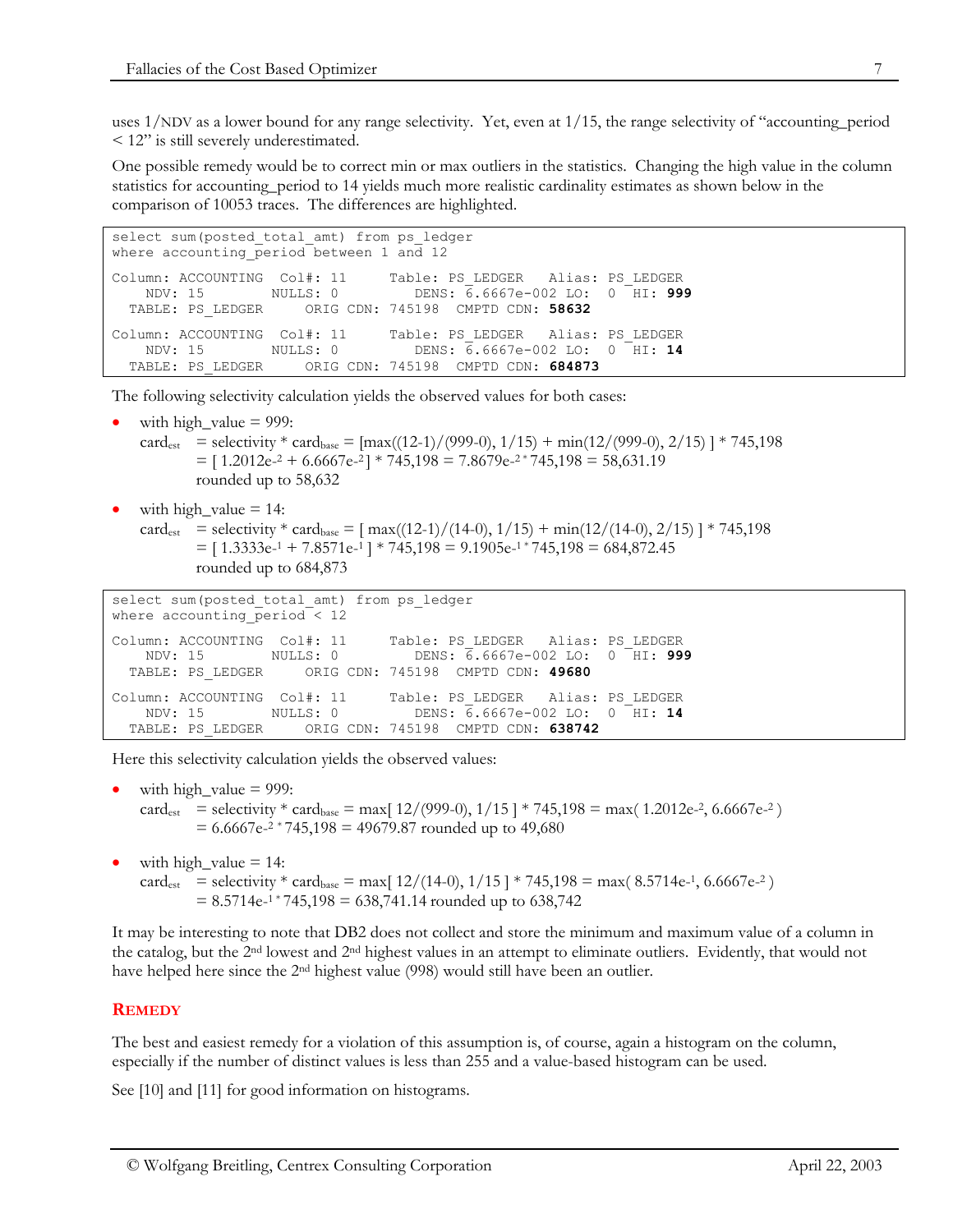uses 1/NDV as a lower bound for any range selectivity. Yet, even at 1/15, the range selectivity of "accounting_period < 12" is still severely underestimated.

One possible remedy would be to correct min or max outliers in the statistics. Changing the high value in the column statistics for accounting_period to 14 yields much more realistic cardinality estimates as shown below in the comparison of 10053 traces. The differences are highlighted.

```
select sum(posted_total_amt) from ps_ledger
where accounting_period between 1 and 12

Column: ACCOUNTING  Col#: 11     Table: PS_LEDGER   Alias: PS_LEDGER
    NDV: 15        NULLS: 0         DENS: 6.6667e-002 LO:  0  HI: 999
  TABLE: PS_LEDGER     ORIG CDN: 745198  CMPTD CDN: 58632

Column: ACCOUNTING  Col#: 11     Table: PS_LEDGER   Alias: PS_LEDGER
    NDV: 15        NULLS: 0         DENS: 6.6667e-002 LO:  0  HI: 14
  TABLE: PS_LEDGER     ORIG CDN: 745198  CMPTD CDN: 684873
```

The following selectivity calculation yields the observed values for both cases:

- with high_value = 999:
  $card_{est}$ = selectivity * $card_{base}$ = [max((12-1)/(999-0), 1/15) + min(12/(999-0), 2/15) ] * 745,198
  = [ 1.2012e-2 + 6.6667e-2 ] * 745,198 = 7.8679e-2 * 745,198 = 58,631.19
  rounded up to 58,632
- with high_value = 14:
  $card_{est}$ = selectivity * $card_{base}$ = [ max((12-1)/(14-0), 1/15) + min(12/(14-0), 2/15) ] * 745,198
  = [ 1.3333e-1 + 7.8571e-1 ] * 745,198 = 9.1905e-1 * 745,198 = 684,872.45
  rounded up to 684,873

```
select sum(posted_total_amt) from ps_ledger
where accounting_period < 12

Column: ACCOUNTING  Col#: 11     Table: PS_LEDGER   Alias: PS_LEDGER
    NDV: 15        NULLS: 0         DENS: 6.6667e-002 LO:  0  HI: 999
  TABLE: PS_LEDGER     ORIG CDN: 745198  CMPTD CDN: 49680

Column: ACCOUNTING  Col#: 11     Table: PS_LEDGER   Alias: PS_LEDGER
    NDV: 15        NULLS: 0         DENS: 6.6667e-002 LO:  0  HI: 14
  TABLE: PS_LEDGER     ORIG CDN: 745198  CMPTD CDN: 638742
```

Here this selectivity calculation yields the observed values:

- with high_value = 999:
  $card_{est}$ = selectivity * $card_{base}$ = max[ 12/(999-0), 1/15 ] * 745,198 = max( 1.2012e-2, 6.6667e-2 )
  = 6.6667e-2 * 745,198 = 49679.87 rounded up to 49,680
- with high_value = 14:
  $card_{est}$ = selectivity * $card_{base}$ = max[ 12/(14-0), 1/15 ] * 745,198 = max( 8.5714e-1, 6.6667e-2 )
  = 8.5714e-1 * 745,198 = 638,741.14 rounded up to 638,742

It may be interesting to note that DB2 does not collect and store the minimum and maximum value of a column in the catalog, but the 2nd lowest and 2nd highest values in an attempt to eliminate outliers. Evidently, that would not have helped here since the 2nd highest value (998) would still have been an outlier.

## REMEDY

The best and easiest remedy for a violation of this assumption is, of course, again a histogram on the column, especially if the number of distinct values is less than 255 and a value-based histogram can be used.

See [10] and [11] for good information on histograms.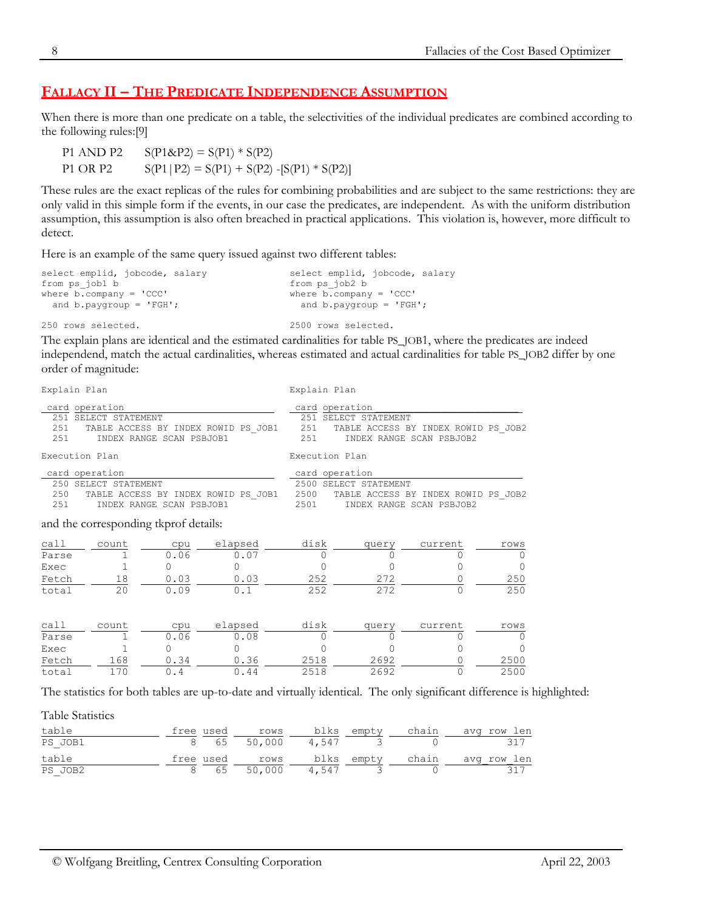## FALLACY II – THE PREDICATE INDEPENDENCE ASSUMPTION

When there is more than one predicate on a table, the selectivities of the individual predicates are combined according to the following rules:[9]

P1 AND P2 $S(P1\&P2) = S(P1) * S(P2)$

P1 OR P2 $S(P1|P2) = S(P1) + S(P2) - [S(P1) * S(P2)]$

These rules are the exact replicas of the rules for combining probabilities and are subject to the same restrictions: they are only valid in this simple form if the events, in our case the predicates, are independent. As with the uniform distribution assumption, this assumption is also often breached in practical applications. This violation is, however, more difficult to detect.

Here is an example of the same query issued against two different tables:

```
select emplid, jobcode, salary
from ps_job1 b
where b.company = 'CCC'
  and b.paygroup = 'FGH';

250 rows selected.
```

```
select emplid, jobcode, salary
from ps_job2 b
where b.company = 'CCC'
  and b.paygroup = 'FGH';

2500 rows selected.
```

The explain plans are identical and the estimated cardinalities for table PS_JOB1, where the predicates are indeed independend, match the actual cardinalities, whereas estimated and actual cardinalities for table PS_JOB2 differ by one order of magnitude:

```
Explain Plan

 card operation
  251 SELECT STATEMENT
  251   TABLE ACCESS BY INDEX ROWID PS_JOB1
  251     INDEX RANGE SCAN PSBJOB1

Execution Plan

 card operation
  250 SELECT STATEMENT
  250   TABLE ACCESS BY INDEX ROWID PS_JOB1
  251     INDEX RANGE SCAN PSBJOB1
```

```
Explain Plan

 card operation
  251 SELECT STATEMENT
  251   TABLE ACCESS BY INDEX ROWID PS_JOB2
  251     INDEX RANGE SCAN PSBJOB2

Execution Plan

 card operation
 2500 SELECT STATEMENT
 2500   TABLE ACCESS BY INDEX ROWID PS_JOB2
 2501     INDEX RANGE SCAN PSBJOB2
```

and the corresponding tkprof details:

| call | count | cpu | elapsed | disk | query | current | rows |
|---|---|---|---|---|---|---|---|
| Parse | 1 | 0.06 | 0.07 | 0 | 0 | 0 | 0 |
| Exec | 1 | 0 | 0 | 0 | 0 | 0 | 0 |
| Fetch | 18 | 0.03 | 0.03 | 252 | 272 | 0 | 250 |
| total | 20 | 0.09 | 0.1 | 252 | 272 | 0 | 250 |

| call | count | cpu | elapsed | disk | query | current | rows |
|---|---|---|---|---|---|---|---|
| Parse | 1 | 0.06 | 0.08 | 0 | 0 | 0 | 0 |
| Exec | 1 | 0 | 0 | 0 | 0 | 0 | 0 |
| Fetch | 168 | 0.34 | 0.36 | 2518 | 2692 | 0 | 2500 |
| total | 170 | 0.4 | 0.44 | 2518 | 2692 | 0 | 2500 |

The statistics for both tables are up-to-date and virtually identical. The only significant difference is highlighted:

Table Statistics

| table | free | used | rows | blks | empty | chain | avg_row_len |
|---|---|---|---|---|---|---|---|
| PS_JOB1 | 8 | 65 | 50,000 | 4,547 | 3 | 0 | 317 |

| table | free | used | rows | blks | empty | chain | avg_row_len |
|---|---|---|---|---|---|---|---|
| PS_JOB2 | 8 | 65 | 50,000 | 4,547 | 3 | 0 | 317 |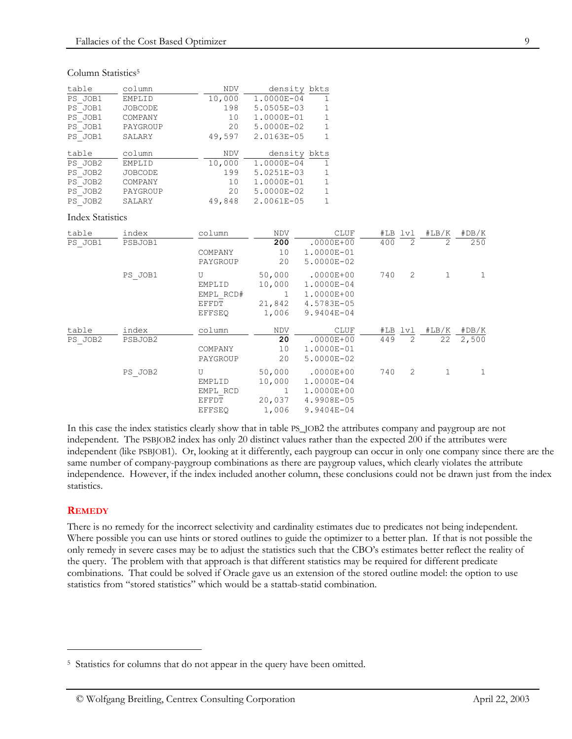Column Statistics[5]

| table | column | NDV | density | bkts |
|---|---|---|---|---|
| PS_JOB1 | EMPLID | 10,000 | 1.0000E-04 | 1 |
| PS_JOB1 | JOBCODE | 198 | 5.0505E-03 | 1 |
| PS_JOB1 | COMPANY | 10 | 1.0000E-01 | 1 |
| PS_JOB1 | PAYGROUP | 20 | 5.0000E-02 | 1 |
| PS_JOB1 | SALARY | 49,597 | 2.0163E-05 | 1 |

| table | column | NDV | density | bkts |
|---|---|---|---|---|
| PS_JOB2 | EMPLID | 10,000 | 1.0000E-04 | 1 |
| PS_JOB2 | JOBCODE | 199 | 5.0251E-03 | 1 |
| PS_JOB2 | COMPANY | 10 | 1.0000E-01 | 1 |
| PS_JOB2 | PAYGROUP | 20 | 5.0000E-02 | 1 |
| PS_JOB2 | SALARY | 49,848 | 2.0061E-05 | 1 |

Index Statistics

| table | index | column | NDV | CLUF | #LB | lvl | #LB/K | #DB/K |
|---|---|---|---|---|---|---|---|---|
| PS_JOB1 | PSBJOB1 | | **200** | .0000E+00 | 400 | 2 | 2 | 250 |
| | | COMPANY | 10 | 1.0000E-01 | | | | |
| | | PAYGROUP | 20 | 5.0000E-02 | | | | |
| | PS_JOB1 | U | 50,000 | .0000E+00 | 740 | 2 | 1 | 1 |
| | | EMPLID | 10,000 | 1.0000E-04 | | | | |
| | | EMPL_RCD# | 1 | 1.0000E+00 | | | | |
| | | EFFDT | 21,842 | 4.5783E-05 | | | | |
| | | EFFSEQ | 1,006 | 9.9404E-04 | | | | |

| table | index | column | NDV | CLUF | #LB | lvl | #LB/K | #DB/K |
|---|---|---|---|---|---|---|---|---|
| PS_JOB2 | PSBJOB2 | | **20** | .0000E+00 | 449 | 2 | 22 | 2,500 |
| | | COMPANY | 10 | 1.0000E-01 | | | | |
| | | PAYGROUP | 20 | 5.0000E-02 | | | | |
| | PS_JOB2 | U | 50,000 | .0000E+00 | 740 | 2 | 1 | 1 |
| | | EMPLID | 10,000 | 1.0000E-04 | | | | |
| | | EMPL_RCD | 1 | 1.0000E+00 | | | | |
| | | EFFDT | 20,037 | 4.9908E-05 | | | | |
| | | EFFSEQ | 1,006 | 9.9404E-04 | | | | |

In this case the index statistics clearly show that in table PS_JOB2 the attributes company and paygroup are not independent. The PSBJOB2 index has only 20 distinct values rather than the expected 200 if the attributes were independent (like PSBJOB1). Or, looking at it differently, each paygroup can occur in only one company since there are the same number of company-paygroup combinations as there are paygroup values, which clearly violates the attribute independence. However, if the index included another column, these conclusions could not be drawn just from the index statistics.

## REMEDY

There is no remedy for the incorrect selectivity and cardinality estimates due to predicates not being independent. Where possible you can use hints or stored outlines to guide the optimizer to a better plan. If that is not possible the only remedy in severe cases may be to adjust the statistics such that the CBO's estimates better reflect the reality of the query. The problem with that approach is that different statistics may be required for different predicate combinations. That could be solved if Oracle gave us an extension of the stored outline model: the option to use statistics from "stored statistics" which would be a stattab-statid combination.

[5] Statistics for columns that do not appear in the query have been omitted.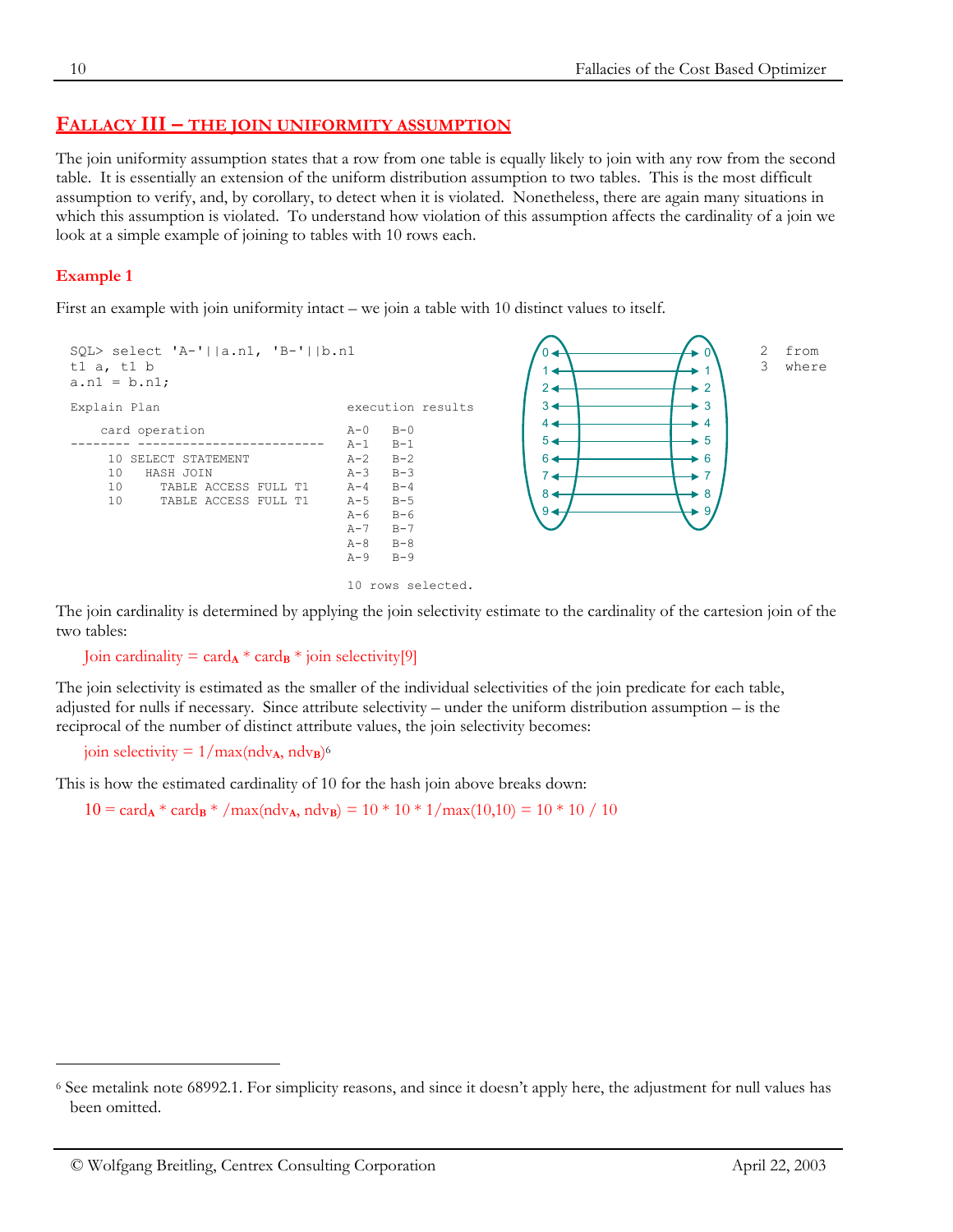## FALLACY III – THE JOIN UNIFORMITY ASSUMPTION

The join uniformity assumption states that a row from one table is equally likely to join with any row from the second table. It is essentially an extension of the uniform distribution assumption to two tables. This is the most difficult assumption to verify, and, by corollary, to detect when it is violated. Nonetheless, there are again many situations in which this assumption is violated. To understand how violation of this assumption affects the cardinality of a join we look at a simple example of joining to tables with 10 rows each.

### Example 1

First an example with join uniformity intact – we join a table with 10 distinct values to itself.

```
SQL> select 'A-'||a.n1, 'B-'||b.n1
  2  from t1 a, t1 b
  3  where a.n1 = b.n1;

Explain Plan                              execution results

    card operation                        A-0   B-0
-------- ------------------------         A-1   B-1
     10 SELECT STATEMENT                  A-2   B-2
     10   HASH JOIN                       A-3   B-3
     10     TABLE ACCESS FULL T1          A-4   B-4
     10     TABLE ACCESS FULL T1          A-5   B-5
                                          A-6   B-6
                                          A-7   B-7
                                          A-8   B-8
                                          A-9   B-9

                                          10 rows selected.
```

The join cardinality is determined by applying the join selectivity estimate to the cardinality of the cartesion join of the two tables:

Join cardinality = $card_A$ * $card_B$ * join selectivity[9]

The join selectivity is estimated as the smaller of the individual selectivities of the join predicate for each table, adjusted for nulls if necessary. Since attribute selectivity – under the uniform distribution assumption – is the reciprocal of the number of distinct attribute values, the join selectivity becomes:

join selectivity = $1/\max(ndv_A, ndv_B)$[6]

This is how the estimated cardinality of 10 for the hash join above breaks down:

$10 = card_A * card_B * /\max(ndv_A, ndv_B) = 10 * 10 * 1/\max(10,10) = 10 * 10 / 10$

[6] See metalink note 68992.1. For simplicity reasons, and since it doesn't apply here, the adjustment for null values has been omitted.

© Wolfgang Breitling, Centrex Consulting Corporation April 22, 2003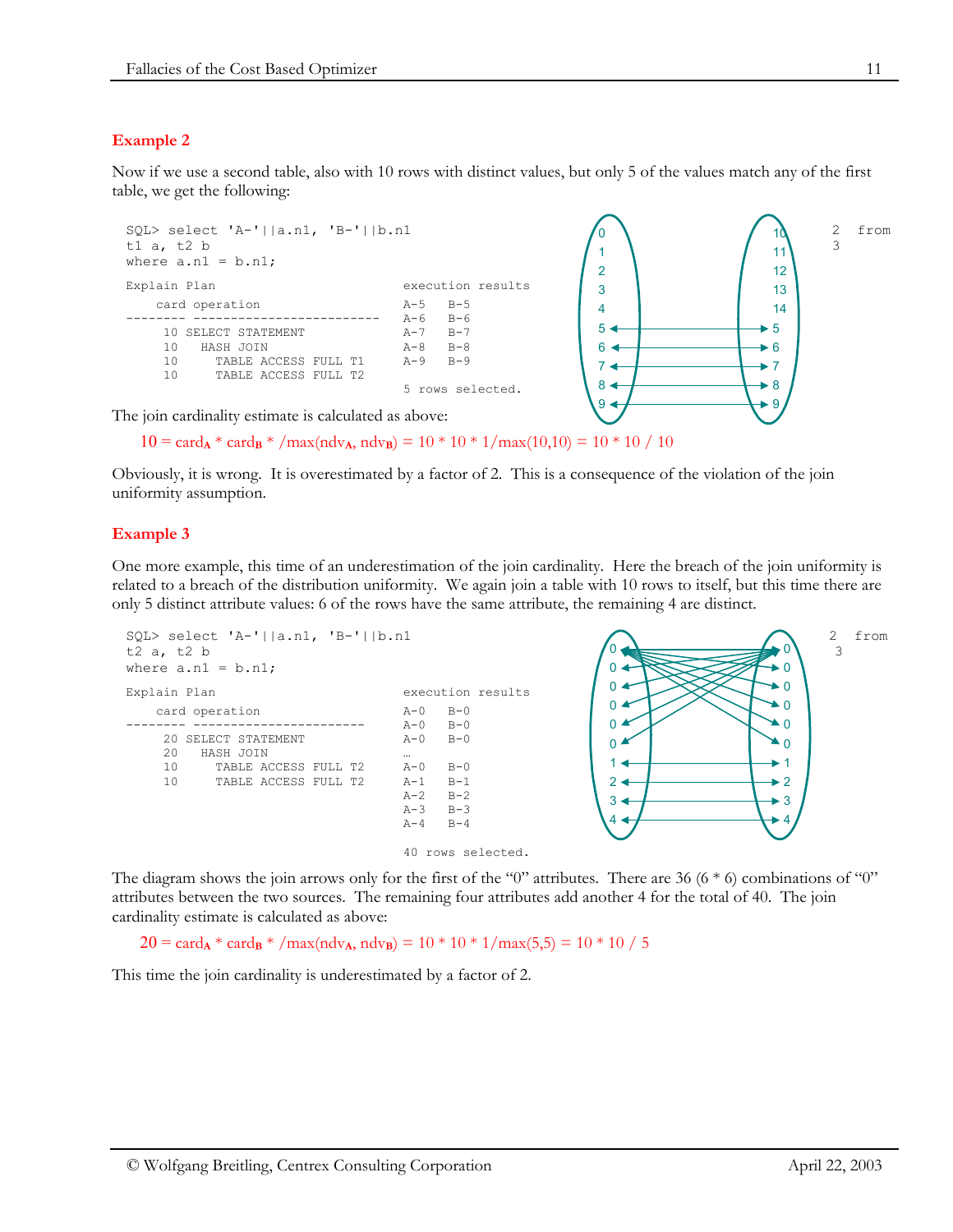### Example 2

Now if we use a second table, also with 10 rows with distinct values, but only 5 of the values match any of the first table, we get the following:

```
SQL> select 'A-'||a.n1, 'B-'||b.n1                              2  from
t1 a, t2 b                                                        3
where a.n1 = b.n1;

Explain Plan                                 execution results

    card operation                           A-5   B-5
-------- ------------------------            A-6   B-6
      10 SELECT STATEMENT                    A-7   B-7
      10   HASH JOIN                         A-8   B-8
      10     TABLE ACCESS FULL T1            A-9   B-9
      10     TABLE ACCESS FULL T2
                                             5 rows selected.
```

The join cardinality estimate is calculated as above:

$10 = card_A * card_B * /max(ndv_A, ndv_B) = 10 * 10 * 1/max(10,10) = 10 * 10 / 10$

Obviously, it is wrong. It is overestimated by a factor of 2. This is a consequence of the violation of the join uniformity assumption.

### Example 3

One more example, this time of an underestimation of the join cardinality. Here the breach of the join uniformity is related to a breach of the distribution uniformity. We again join a table with 10 rows to itself, but this time there are only 5 distinct attribute values: 6 of the rows have the same attribute, the remaining 4 are distinct.

```
SQL> select 'A-'||a.n1, 'B-'||b.n1                              2  from
t2 a, t2 b                                                        3
where a.n1 = b.n1;

Explain Plan                                 execution results

    card operation                           A-0   B-0
-------- -----------------------             A-0   B-0
      20 SELECT STATEMENT                    A-0   B-0
      20   HASH JOIN                         …
      10     TABLE ACCESS FULL T2            A-0   B-0
      10     TABLE ACCESS FULL T2            A-1   B-1
                                             A-2   B-2
                                             A-3   B-3
                                             A-4   B-4

                                             40 rows selected.
```

The diagram shows the join arrows only for the first of the "0" attributes. There are 36 (6 * 6) combinations of "0" attributes between the two sources. The remaining four attributes add another 4 for the total of 40. The join cardinality estimate is calculated as above:

$20 = card_A * card_B * /max(ndv_A, ndv_B) = 10 * 10 * 1/max(5,5) = 10 * 10 / 5$

This time the join cardinality is underestimated by a factor of 2.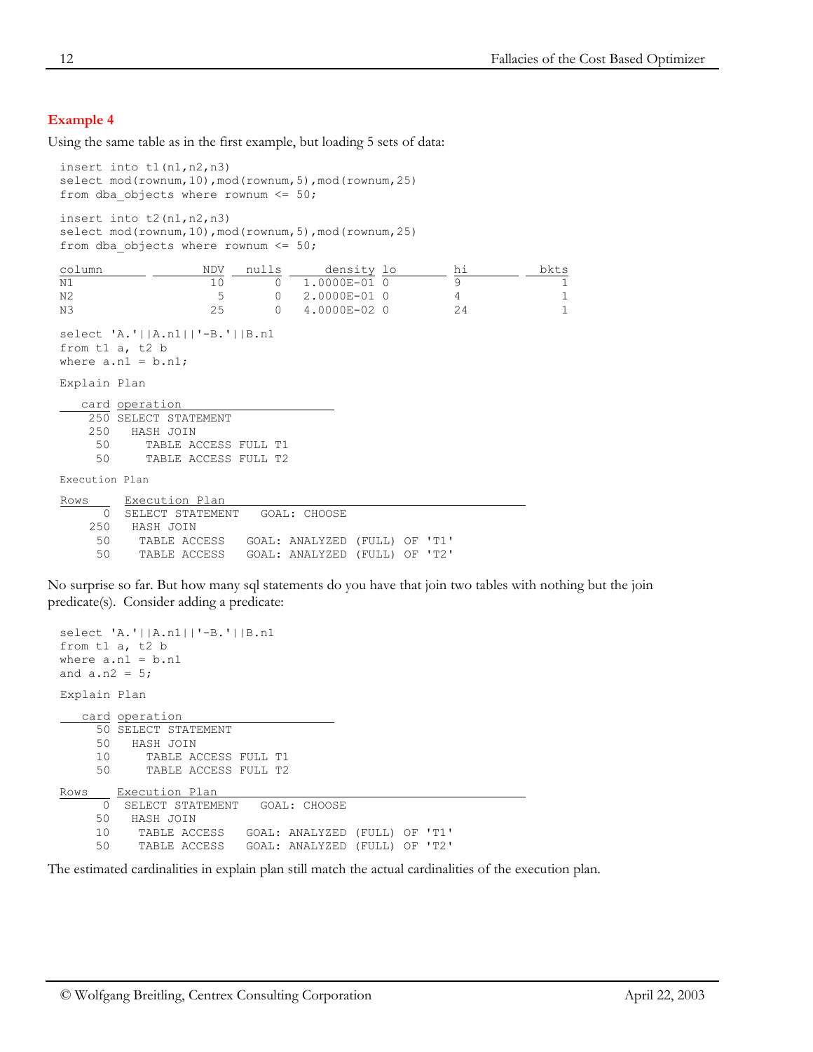### Example 4

Using the same table as in the first example, but loading 5 sets of data:

```
insert into t1(n1,n2,n3)
select mod(rownum,10),mod(rownum,5),mod(rownum,25)
from dba_objects where rownum <= 50;

insert into t2(n1,n2,n3)
select mod(rownum,10),mod(rownum,5),mod(rownum,25)
from dba_objects where rownum <= 50;
```

```
column            NDV   nulls      density lo          hi           bkts
N1                 10       0  1.0000E-01 0          9                1
N2                  5       0  2.0000E-01 0          4                1
N3                 25       0  4.0000E-02 0          24               1
```

```
select 'A.'||A.n1||'-B.'||B.n1
from t1 a, t2 b
where a.n1 = b.n1;
```

```
Explain Plan

   card operation
    250 SELECT STATEMENT
    250   HASH JOIN
     50     TABLE ACCESS FULL T1
     50     TABLE ACCESS FULL T2

Execution Plan

Rows      Execution Plan
      0   SELECT STATEMENT   GOAL: CHOOSE
    250    HASH JOIN
     50     TABLE ACCESS   GOAL: ANALYZED (FULL) OF 'T1'
     50     TABLE ACCESS   GOAL: ANALYZED (FULL) OF 'T2'
```

No surprise so far. But how many sql statements do you have that join two tables with nothing but the join predicate(s). Consider adding a predicate:

```
select 'A.'||A.n1||'-B.'||B.n1
from t1 a, t2 b
where a.n1 = b.n1
and a.n2 = 5;
```

```
Explain Plan

   card operation
     50 SELECT STATEMENT
     50   HASH JOIN
     10     TABLE ACCESS FULL T1
     50     TABLE ACCESS FULL T2

Rows     Execution Plan
      0   SELECT STATEMENT   GOAL: CHOOSE
     50    HASH JOIN
     10     TABLE ACCESS   GOAL: ANALYZED (FULL) OF 'T1'
     50     TABLE ACCESS   GOAL: ANALYZED (FULL) OF 'T2'
```

The estimated cardinalities in explain plan still match the actual cardinalities of the execution plan.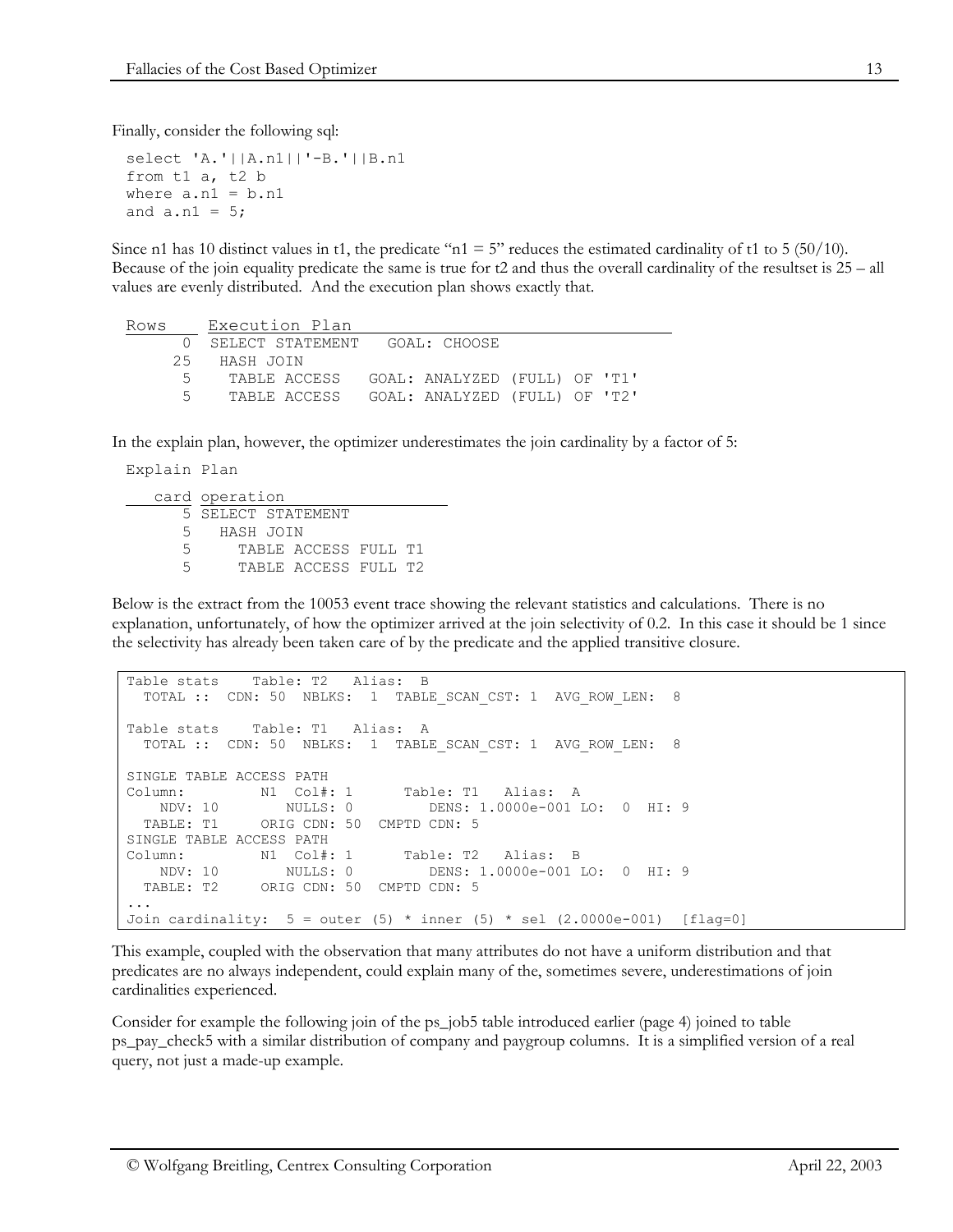Finally, consider the following sql:

```
select 'A.'||A.n1||'-B.'||B.n1
from t1 a, t2 b
where a.n1 = b.n1
and a.n1 = 5;
```

Since n1 has 10 distinct values in t1, the predicate "n1 = 5" reduces the estimated cardinality of t1 to 5 (50/10). Because of the join equality predicate the same is true for t2 and thus the overall cardinality of the resultset is 25 – all values are evenly distributed. And the execution plan shows exactly that.

```
Rows    Execution Plan
     0  SELECT STATEMENT   GOAL: CHOOSE
    25   HASH JOIN
     5    TABLE ACCESS   GOAL: ANALYZED (FULL) OF 'T1'
     5    TABLE ACCESS   GOAL: ANALYZED (FULL) OF 'T2'
```

In the explain plan, however, the optimizer underestimates the join cardinality by a factor of 5:

```
Explain Plan

   card operation
      5 SELECT STATEMENT
      5   HASH JOIN
      5     TABLE ACCESS FULL T1
      5     TABLE ACCESS FULL T2
```

Below is the extract from the 10053 event trace showing the relevant statistics and calculations. There is no explanation, unfortunately, of how the optimizer arrived at the join selectivity of 0.2. In this case it should be 1 since the selectivity has already been taken care of by the predicate and the applied transitive closure.

```
Table stats    Table: T2   Alias:  B
  TOTAL ::  CDN: 50  NBLKS:  1  TABLE_SCAN_CST: 1  AVG_ROW_LEN:  8

Table stats    Table: T1   Alias:  A
  TOTAL ::  CDN: 50  NBLKS:  1  TABLE_SCAN_CST: 1  AVG_ROW_LEN:  8

SINGLE TABLE ACCESS PATH
Column:         N1  Col#: 1      Table: T1   Alias:  A
    NDV: 10        NULLS: 0         DENS: 1.0000e-001 LO:  0  HI: 9
  TABLE: T1     ORIG CDN: 50  CMPTD CDN: 5
SINGLE TABLE ACCESS PATH
Column:         N1  Col#: 1      Table: T2   Alias:  B
    NDV: 10        NULLS: 0         DENS: 1.0000e-001 LO:  0  HI: 9
  TABLE: T2     ORIG CDN: 50  CMPTD CDN: 5
...
Join cardinality:  5 = outer (5) * inner (5) * sel (2.0000e-001)  [flag=0]
```

This example, coupled with the observation that many attributes do not have a uniform distribution and that predicates are no always independent, could explain many of the, sometimes severe, underestimations of join cardinalities experienced.

Consider for example the following join of the ps_job5 table introduced earlier (page 4) joined to table ps_pay_check5 with a similar distribution of company and paygroup columns. It is a simplified version of a real query, not just a made-up example.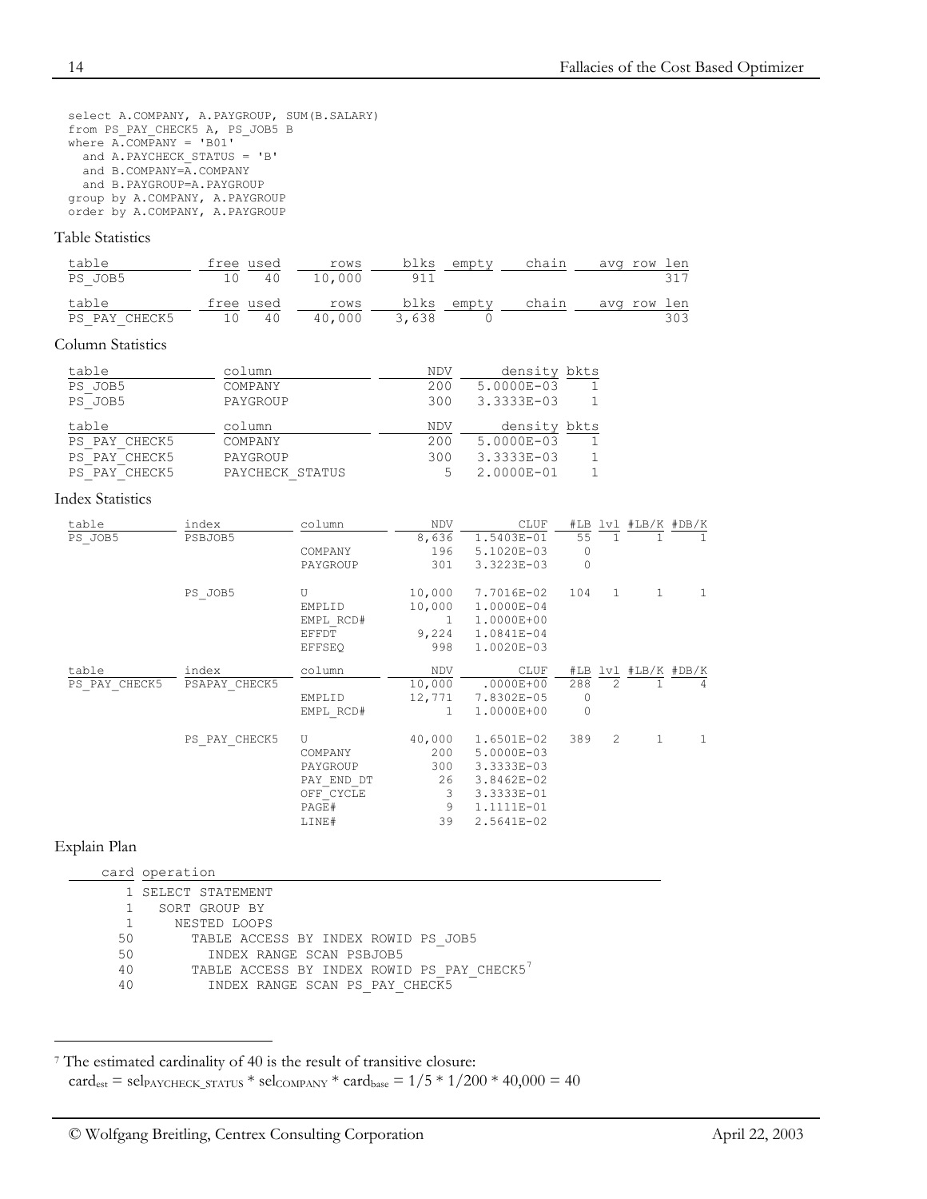```
select A.COMPANY, A.PAYGROUP, SUM(B.SALARY)
from PS_PAY_CHECK5 A, PS_JOB5 B
where A.COMPANY = 'B01'
  and A.PAYCHECK_STATUS = 'B'
  and B.COMPANY=A.COMPANY
  and B.PAYGROUP=A.PAYGROUP
group by A.COMPANY, A.PAYGROUP
order by A.COMPANY, A.PAYGROUP
```

Table Statistics

| table | free | used | rows | blks | empty | chain | avg row len |
|---|---|---|---|---|---|---|---|
| PS_JOB5 | 10 | 40 | 10,000 | 911 | | | 317 |
| PS_PAY_CHECK5 | 10 | 40 | 40,000 | 3,638 | 0 | | 303 |

Column Statistics

| table | column | NDV | density | bkts |
|---|---|---|---|---|
| PS_JOB5 | COMPANY | 200 | 5.0000E-03 | 1 |
| PS_JOB5 | PAYGROUP | 300 | 3.3333E-03 | 1 |
| PS_PAY_CHECK5 | COMPANY | 200 | 5.0000E-03 | 1 |
| PS_PAY_CHECK5 | PAYGROUP | 300 | 3.3333E-03 | 1 |
| PS_PAY_CHECK5 | PAYCHECK_STATUS | 5 | 2.0000E-01 | 1 |

Index Statistics

| table | index | column | NDV | CLUF | #LB | lvl | #LB/K | #DB/K |
|---|---|---|---|---|---|---|---|---|
| PS_JOB5 | PSBJOB5 | | 8,636 | 1.5403E-01 | 55 | 1 | 1 | 1 |
| | | COMPANY | 196 | 5.1020E-03 | 0 | | | |
| | | PAYGROUP | 301 | 3.3223E-03 | 0 | | | |
| | PS_JOB5 | U | 10,000 | 7.7016E-02 | 104 | 1 | 1 | 1 |
| | | EMPLID | 10,000 | 1.0000E-04 | | | | |
| | | EMPL_RCD# | 1 | 1.0000E+00 | | | | |
| | | EFFDT | 9,224 | 1.0841E-04 | | | | |
| | | EFFSEQ | 998 | 1.0020E-03 | | | | |
| PS_PAY_CHECK5 | PSAPAY_CHECK5 | | 10,000 | .0000E+00 | 288 | 2 | 1 | 4 |
| | | EMPLID | 12,771 | 7.8302E-05 | 0 | | | |
| | | EMPL_RCD# | 1 | 1.0000E+00 | 0 | | | |
| | PS_PAY_CHECK5 | U | 40,000 | 1.6501E-02 | 389 | 2 | 1 | 1 |
| | | COMPANY | 200 | 5.0000E-03 | | | | |
| | | PAYGROUP | 300 | 3.3333E-03 | | | | |
| | | PAY_END_DT | 26 | 3.8462E-02 | | | | |
| | | OFF_CYCLE | 3 | 3.3333E-01 | | | | |
| | | PAGE# | 9 | 1.1111E-01 | | | | |
| | | LINE# | 39 | 2.5641E-02 | | | | |

Explain Plan

```
card operation
   1 SELECT STATEMENT
   1   SORT GROUP BY
   1     NESTED LOOPS
  50       TABLE ACCESS BY INDEX ROWID PS_JOB5
  50         INDEX RANGE SCAN PSBJOB5
  40       TABLE ACCESS BY INDEX ROWID PS_PAY_CHECK5[7]
  40         INDEX RANGE SCAN PS_PAY_CHECK5
```

[7] The estimated cardinality of 40 is the result of transitive closure:
$card_{est} = sel_{PAYCHECK\_STATUS} * sel_{COMPANY} * card_{base} = 1/5 * 1/200 * 40{,}000 = 40$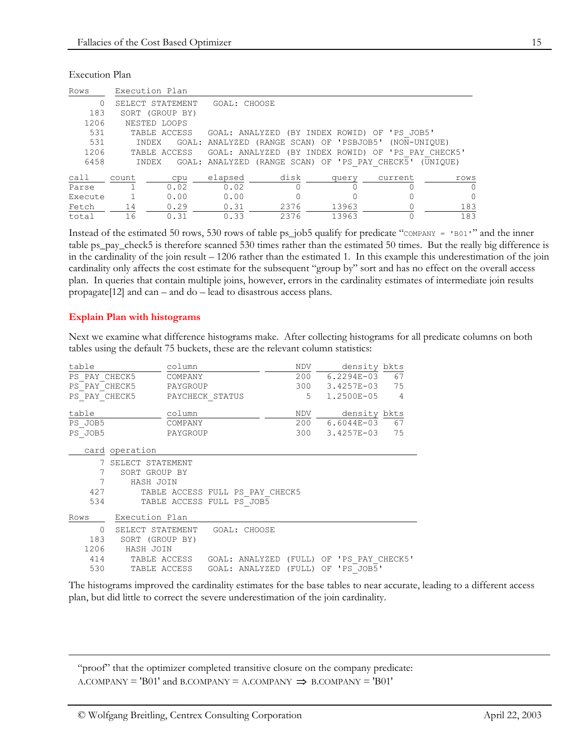Execution Plan

```
Rows     Execution Plan
-------  ---------------------------------------------------
      0  SELECT STATEMENT   GOAL: CHOOSE
    183   SORT (GROUP BY)
   1206    NESTED LOOPS
    531     TABLE ACCESS   GOAL: ANALYZED (BY INDEX ROWID) OF 'PS_JOB5'
    531      INDEX   GOAL: ANALYZED (RANGE SCAN) OF 'PSBJOB5' (NON-UNIQUE)
   1206     TABLE ACCESS   GOAL: ANALYZED (BY INDEX ROWID) OF 'PS_PAY_CHECK5'
   6458      INDEX   GOAL: ANALYZED (RANGE SCAN) OF 'PS_PAY_CHECK5' (UNIQUE)
```

| call | count | cpu | elapsed | disk | query | current | rows |
|---|---|---|---|---|---|---|---|
| Parse | 1 | 0.02 | 0.02 | 0 | 0 | 0 | 0 |
| Execute | 1 | 0.00 | 0.00 | 0 | 0 | 0 | 0 |
| Fetch | 14 | 0.29 | 0.31 | 2376 | 13963 | 0 | 183 |
| total | 16 | 0.31 | 0.33 | 2376 | 13963 | 0 | 183 |

Instead of the estimated 50 rows, 530 rows of table ps_job5 qualify for predicate "COMPANY = 'B01'" and the inner table ps_pay_check5 is therefore scanned 530 times rather than the estimated 50 times. But the really big difference is in the cardinality of the join result – 1206 rather than the estimated 1. In this example this underestimation of the join cardinality only affects the cost estimate for the subsequent "group by" sort and has no effect on the overall access plan. In queries that contain multiple joins, however, errors in the cardinality estimates of intermediate join results propagate[12] and can – and do – lead to disastrous access plans.

## Explain Plan with histograms

Next we examine what difference histograms make. After collecting histograms for all predicate columns on both tables using the default 75 buckets, these are the relevant column statistics:

| table | column | NDV | density | bkts |
|---|---|---|---|---|
| PS_PAY_CHECK5 | COMPANY | 200 | 6.2294E-03 | 67 |
| PS_PAY_CHECK5 | PAYGROUP | 300 | 3.4257E-03 | 75 |
| PS_PAY_CHECK5 | PAYCHECK_STATUS | 5 | 1.2500E-05 | 4 |

| table | column | NDV | density | bkts |
|---|---|---|---|---|
| PS_JOB5 | COMPANY | 200 | 6.6044E-03 | 67 |
| PS_JOB5 | PAYGROUP | 300 | 3.4257E-03 | 75 |

```
   card operation
   ---- ------------------------------------
      7 SELECT STATEMENT
      7   SORT GROUP BY
      7     HASH JOIN
    427       TABLE ACCESS FULL PS_PAY_CHECK5
    534       TABLE ACCESS FULL PS_JOB5
```

```
Rows     Execution Plan
-------  ---------------------------------------------------
      0  SELECT STATEMENT   GOAL: CHOOSE
    183   SORT (GROUP BY)
   1206    HASH JOIN
    414     TABLE ACCESS   GOAL: ANALYZED (FULL) OF 'PS_PAY_CHECK5'
    530     TABLE ACCESS   GOAL: ANALYZED (FULL) OF 'PS_JOB5'
```

The histograms improved the cardinality estimates for the base tables to near accurate, leading to a different access plan, but did little to correct the severe underestimation of the join cardinality.

---

"proof" that the optimizer completed transitive closure on the company predicate:
A.COMPANY = 'B01' and B.COMPANY = A.COMPANY $\Rightarrow$ B.COMPANY = 'B01'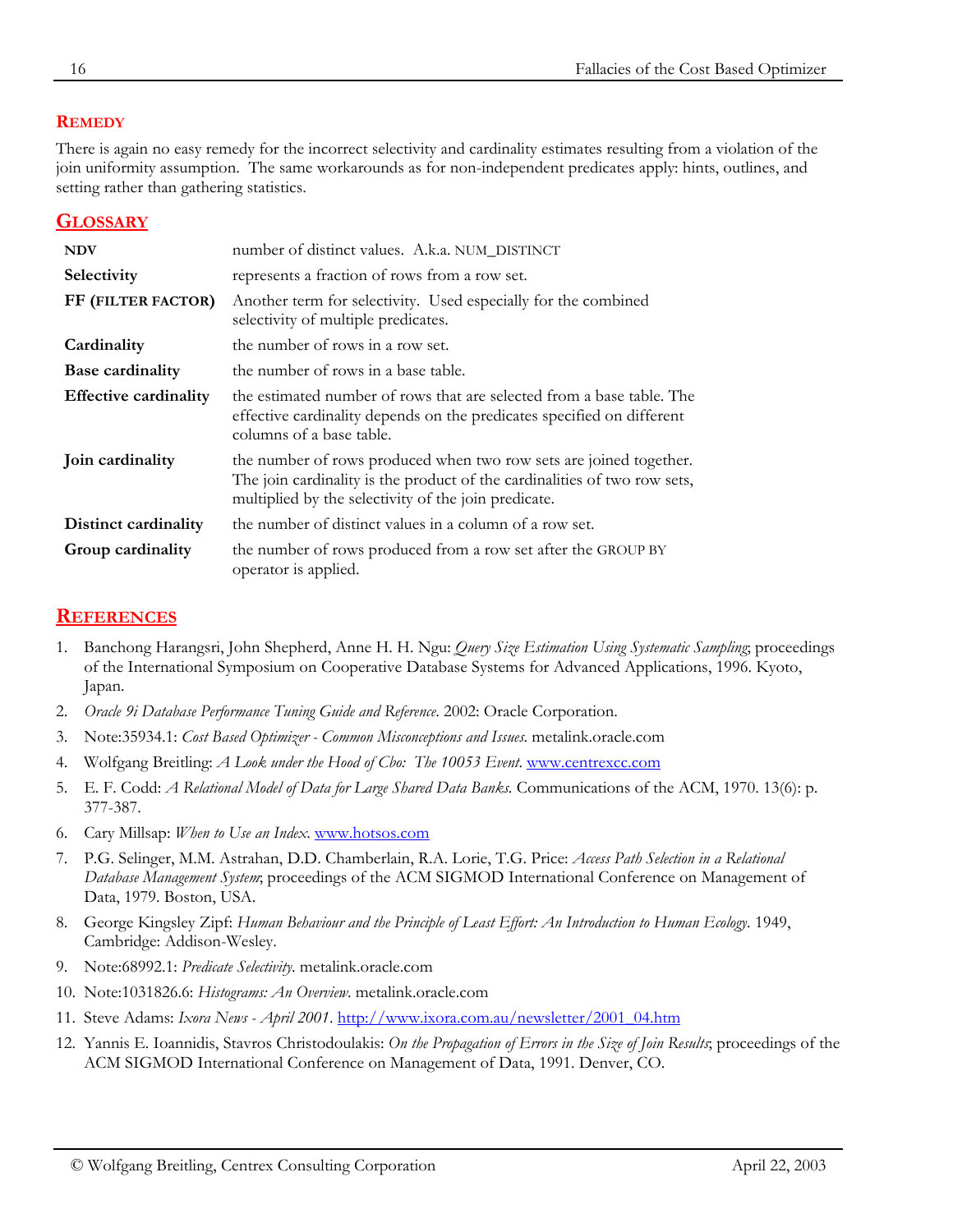### REMEDY

There is again no easy remedy for the incorrect selectivity and cardinality estimates resulting from a violation of the join uniformity assumption. The same workarounds as for non-independent predicates apply: hints, outlines, and setting rather than gathering statistics.

### GLOSSARY

| | |
|---|---|
| **NDV** | number of distinct values. A.k.a. NUM_DISTINCT |
| **Selectivity** | represents a fraction of rows from a row set. |
| **FF (FILTER FACTOR)** | Another term for selectivity. Used especially for the combined selectivity of multiple predicates. |
| **Cardinality** | the number of rows in a row set. |
| **Base cardinality** | the number of rows in a base table. |
| **Effective cardinality** | the estimated number of rows that are selected from a base table. The effective cardinality depends on the predicates specified on different columns of a base table. |
| **Join cardinality** | the number of rows produced when two row sets are joined together. The join cardinality is the product of the cardinalities of two row sets, multiplied by the selectivity of the join predicate. |
| **Distinct cardinality** | the number of distinct values in a column of a row set. |
| **Group cardinality** | the number of rows produced from a row set after the GROUP BY operator is applied. |

### REFERENCES

1. Banchong Harangsri, John Shepherd, Anne H. H. Ngu: *Query Size Estimation Using Systematic Sampling*; proceedings of the International Symposium on Cooperative Database Systems for Advanced Applications, 1996. Kyoto, Japan.
2. *Oracle 9i Database Performance Tuning Guide and Reference*. 2002: Oracle Corporation.
3. Note:35934.1: *Cost Based Optimizer - Common Misconceptions and Issues*. metalink.oracle.com
4. Wolfgang Breitling: *A Look under the Hood of Cbo: The 10053 Event*. www.centrexcc.com
5. E. F. Codd: *A Relational Model of Data for Large Shared Data Banks*. Communications of the ACM, 1970. 13(6): p. 377-387.
6. Cary Millsap: *When to Use an Index*. www.hotsos.com
7. P.G. Selinger, M.M. Astrahan, D.D. Chamberlain, R.A. Lorie, T.G. Price: *Access Path Selection in a Relational Database Management System*; proceedings of the ACM SIGMOD International Conference on Management of Data, 1979. Boston, USA.
8. George Kingsley Zipf: *Human Behaviour and the Principle of Least Effort: An Introduction to Human Ecology*. 1949, Cambridge: Addison-Wesley.
9. Note:68992.1: *Predicate Selectivity*. metalink.oracle.com
10. Note:1031826.6: *Histograms: An Overview*. metalink.oracle.com
11. Steve Adams: *Ixora News - April 2001*. http://www.ixora.com.au/newsletter/2001_04.htm
12. Yannis E. Ioannidis, Stavros Christodoulakis: *On the Propagation of Errors in the Size of Join Results*; proceedings of the ACM SIGMOD International Conference on Management of Data, 1991. Denver, CO.